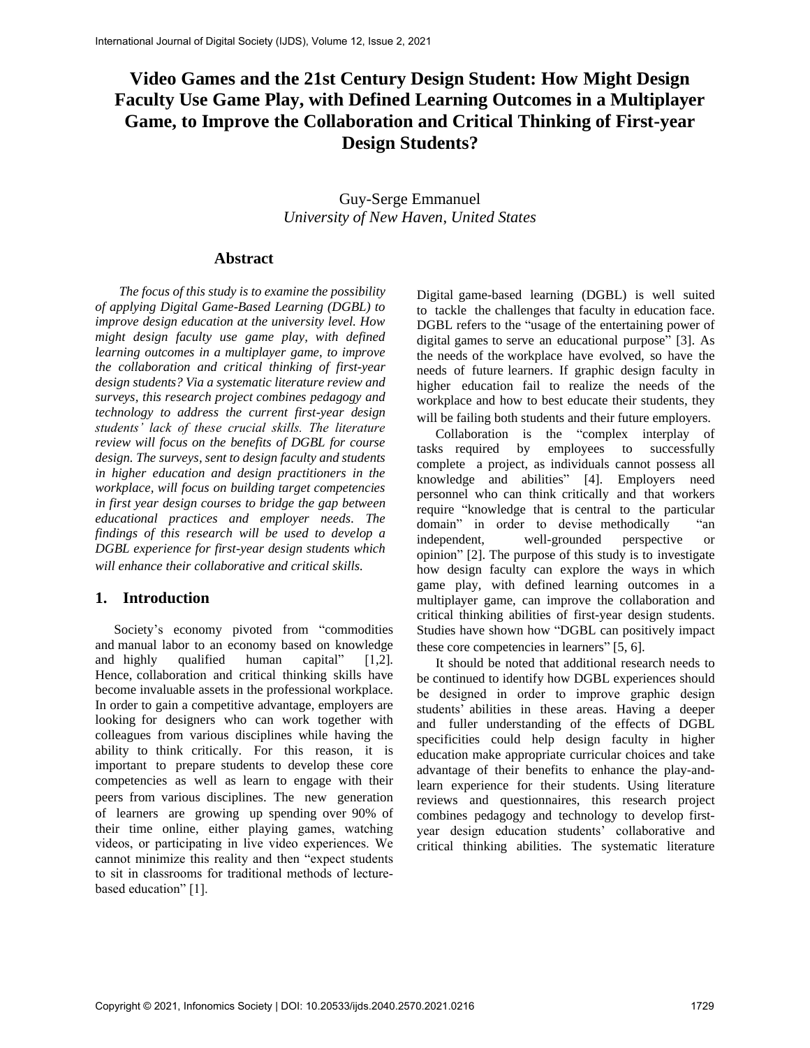# Video Games and the 21st Century Design Student: How Might Design Faculty Use Game Play, with Defined Learning Outcomes in a Multiplayer Game, to Improve the Collaboration and Critical Thinking of First-year Design Students?

Guy-Serge Emmanuel
*University of New Haven, United States*

## Abstract

*The focus of this study is to examine the possibility of applying Digital Game-Based Learning (DGBL) to improve design education at the university level. How might design faculty use game play, with defined learning outcomes in a multiplayer game, to improve the collaboration and critical thinking of first-year design students? Via a systematic literature review and surveys, this research project combines pedagogy and technology to address the current first-year design students' lack of these crucial skills. The literature review will focus on the benefits of DGBL for course design. The surveys, sent to design faculty and students in higher education and design practitioners in the workplace, will focus on building target competencies in first year design courses to bridge the gap between educational practices and employer needs. The findings of this research will be used to develop a DGBL experience for first-year design students which will enhance their collaborative and critical skills.*

## 1. Introduction

Society's economy pivoted from "commodities and manual labor to an economy based on knowledge and highly qualified human capital" [1,2]. Hence, collaboration and critical thinking skills have become invaluable assets in the professional workplace. In order to gain a competitive advantage, employers are looking for designers who can work together with colleagues from various disciplines while having the ability to think critically. For this reason, it is important to prepare students to develop these core competencies as well as learn to engage with their peers from various disciplines. The new generation of learners are growing up spending over 90% of their time online, either playing games, watching videos, or participating in live video experiences. We cannot minimize this reality and then "expect students to sit in classrooms for traditional methods of lecture-based education" [1].

Digital game-based learning (DGBL) is well suited to tackle the challenges that faculty in education face. DGBL refers to the "usage of the entertaining power of digital games to serve an educational purpose" [3]. As the needs of the workplace have evolved, so have the needs of future learners. If graphic design faculty in higher education fail to realize the needs of the workplace and how to best educate their students, they will be failing both students and their future employers.

Collaboration is the "complex interplay of tasks required by employees to successfully complete a project, as individuals cannot possess all knowledge and abilities" [4]. Employers need personnel who can think critically and that workers require "knowledge that is central to the particular domain" in order to devise methodically "an independent, well-grounded perspective or opinion" [2]. The purpose of this study is to investigate how design faculty can explore the ways in which game play, with defined learning outcomes in a multiplayer game, can improve the collaboration and critical thinking abilities of first-year design students. Studies have shown how "DGBL can positively impact these core competencies in learners" [5, 6].

It should be noted that additional research needs to be continued to identify how DGBL experiences should be designed in order to improve graphic design students' abilities in these areas. Having a deeper and fuller understanding of the effects of DGBL specificities could help design faculty in higher education make appropriate curricular choices and take advantage of their benefits to enhance the play-and-learn experience for their students. Using literature reviews and questionnaires, this research project combines pedagogy and technology to develop first-year design education students' collaborative and critical thinking abilities. The systematic literature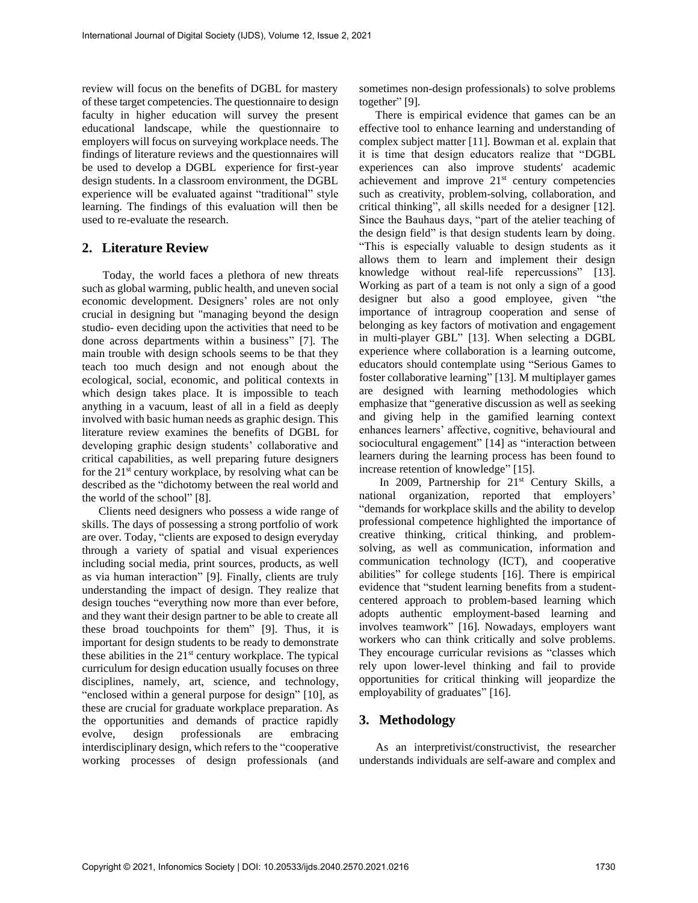review will focus on the benefits of DGBL for mastery of these target competencies. The questionnaire to design faculty in higher education will survey the present educational landscape, while the questionnaire to employers will focus on surveying workplace needs. The findings of literature reviews and the questionnaires will be used to develop a DGBL experience for first-year design students. In a classroom environment, the DGBL experience will be evaluated against "traditional" style learning. The findings of this evaluation will then be used to re-evaluate the research.

## 2. Literature Review

Today, the world faces a plethora of new threats such as global warming, public health, and uneven social economic development. Designers' roles are not only crucial in designing but "managing beyond the design studio- even deciding upon the activities that need to be done across departments within a business" [7]. The main trouble with design schools seems to be that they teach too much design and not enough about the ecological, social, economic, and political contexts in which design takes place. It is impossible to teach anything in a vacuum, least of all in a field as deeply involved with basic human needs as graphic design. This literature review examines the benefits of DGBL for developing graphic design students' collaborative and critical capabilities, as well preparing future designers for the 21st century workplace, by resolving what can be described as the "dichotomy between the real world and the world of the school" [8].

Clients need designers who possess a wide range of skills. The days of possessing a strong portfolio of work are over. Today, "clients are exposed to design everyday through a variety of spatial and visual experiences including social media, print sources, products, as well as via human interaction" [9]. Finally, clients are truly understanding the impact of design. They realize that design touches "everything now more than ever before, and they want their design partner to be able to create all these broad touchpoints for them" [9]. Thus, it is important for design students to be ready to demonstrate these abilities in the 21st century workplace. The typical curriculum for design education usually focuses on three disciplines, namely, art, science, and technology, "enclosed within a general purpose for design" [10], as these are crucial for graduate workplace preparation. As the opportunities and demands of practice rapidly evolve, design professionals are embracing interdisciplinary design, which refers to the "cooperative working processes of design professionals (and sometimes non-design professionals) to solve problems together" [9].

There is empirical evidence that games can be an effective tool to enhance learning and understanding of complex subject matter [11]. Bowman et al. explain that it is time that design educators realize that "DGBL experiences can also improve students' academic achievement and improve 21st century competencies such as creativity, problem-solving, collaboration, and critical thinking", all skills needed for a designer [12]. Since the Bauhaus days, "part of the atelier teaching of the design field" is that design students learn by doing. "This is especially valuable to design students as it allows them to learn and implement their design knowledge without real-life repercussions" [13]. Working as part of a team is not only a sign of a good designer but also a good employee, given "the importance of intragroup cooperation and sense of belonging as key factors of motivation and engagement in multi-player GBL" [13]. When selecting a DGBL experience where collaboration is a learning outcome, educators should contemplate using "Serious Games to foster collaborative learning" [13]. M multiplayer games are designed with learning methodologies which emphasize that "generative discussion as well as seeking and giving help in the gamified learning context enhances learners' affective, cognitive, behavioural and sociocultural engagement" [14] as "interaction between learners during the learning process has been found to increase retention of knowledge" [15].

In 2009, Partnership for 21st Century Skills, a national organization, reported that employers' "demands for workplace skills and the ability to develop professional competence highlighted the importance of creative thinking, critical thinking, and problem-solving, as well as communication, information and communication technology (ICT), and cooperative abilities" for college students [16]. There is empirical evidence that "student learning benefits from a student-centered approach to problem-based learning which adopts authentic employment-based learning and involves teamwork" [16]. Nowadays, employers want workers who can think critically and solve problems. They encourage curricular revisions as "classes which rely upon lower-level thinking and fail to provide opportunities for critical thinking will jeopardize the employability of graduates" [16].

## 3. Methodology

As an interpretivist/constructivist, the researcher understands individuals are self-aware and complex and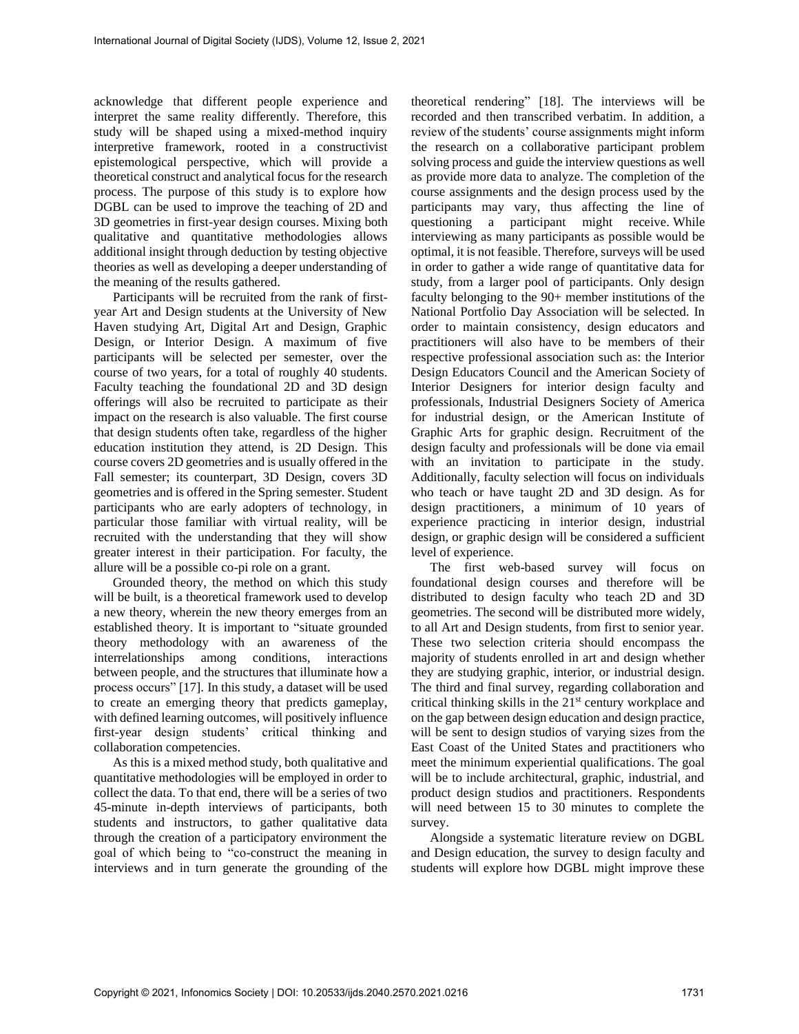acknowledge that different people experience and interpret the same reality differently. Therefore, this study will be shaped using a mixed-method inquiry interpretive framework, rooted in a constructivist epistemological perspective, which will provide a theoretical construct and analytical focus for the research process. The purpose of this study is to explore how DGBL can be used to improve the teaching of 2D and 3D geometries in first-year design courses. Mixing both qualitative and quantitative methodologies allows additional insight through deduction by testing objective theories as well as developing a deeper understanding of the meaning of the results gathered.

Participants will be recruited from the rank of first-year Art and Design students at the University of New Haven studying Art, Digital Art and Design, Graphic Design, or Interior Design. A maximum of five participants will be selected per semester, over the course of two years, for a total of roughly 40 students. Faculty teaching the foundational 2D and 3D design offerings will also be recruited to participate as their impact on the research is also valuable. The first course that design students often take, regardless of the higher education institution they attend, is 2D Design. This course covers 2D geometries and is usually offered in the Fall semester; its counterpart, 3D Design, covers 3D geometries and is offered in the Spring semester. Student participants who are early adopters of technology, in particular those familiar with virtual reality, will be recruited with the understanding that they will show greater interest in their participation. For faculty, the allure will be a possible co-pi role on a grant.

Grounded theory, the method on which this study will be built, is a theoretical framework used to develop a new theory, wherein the new theory emerges from an established theory. It is important to "situate grounded theory methodology with an awareness of the interrelationships among conditions, interactions between people, and the structures that illuminate how a process occurs" [17]. In this study, a dataset will be used to create an emerging theory that predicts gameplay, with defined learning outcomes, will positively influence first-year design students' critical thinking and collaboration competencies.

As this is a mixed method study, both qualitative and quantitative methodologies will be employed in order to collect the data. To that end, there will be a series of two 45-minute in-depth interviews of participants, both students and instructors, to gather qualitative data through the creation of a participatory environment the goal of which being to "co-construct the meaning in interviews and in turn generate the grounding of the theoretical rendering" [18]. The interviews will be recorded and then transcribed verbatim. In addition, a review of the students' course assignments might inform the research on a collaborative participant problem solving process and guide the interview questions as well as provide more data to analyze. The completion of the course assignments and the design process used by the participants may vary, thus affecting the line of questioning a participant might receive. While interviewing as many participants as possible would be optimal, it is not feasible. Therefore, surveys will be used in order to gather a wide range of quantitative data for study, from a larger pool of participants. Only design faculty belonging to the 90+ member institutions of the National Portfolio Day Association will be selected. In order to maintain consistency, design educators and practitioners will also have to be members of their respective professional association such as: the Interior Design Educators Council and the American Society of Interior Designers for interior design faculty and professionals, Industrial Designers Society of America for industrial design, or the American Institute of Graphic Arts for graphic design. Recruitment of the design faculty and professionals will be done via email with an invitation to participate in the study. Additionally, faculty selection will focus on individuals who teach or have taught 2D and 3D design. As for design practitioners, a minimum of 10 years of experience practicing in interior design, industrial design, or graphic design will be considered a sufficient level of experience.

The first web-based survey will focus on foundational design courses and therefore will be distributed to design faculty who teach 2D and 3D geometries. The second will be distributed more widely, to all Art and Design students, from first to senior year. These two selection criteria should encompass the majority of students enrolled in art and design whether they are studying graphic, interior, or industrial design. The third and final survey, regarding collaboration and critical thinking skills in the 21st century workplace and on the gap between design education and design practice, will be sent to design studios of varying sizes from the East Coast of the United States and practitioners who meet the minimum experiential qualifications. The goal will be to include architectural, graphic, industrial, and product design studios and practitioners. Respondents will need between 15 to 30 minutes to complete the survey.

Alongside a systematic literature review on DGBL and Design education, the survey to design faculty and students will explore how DGBL might improve these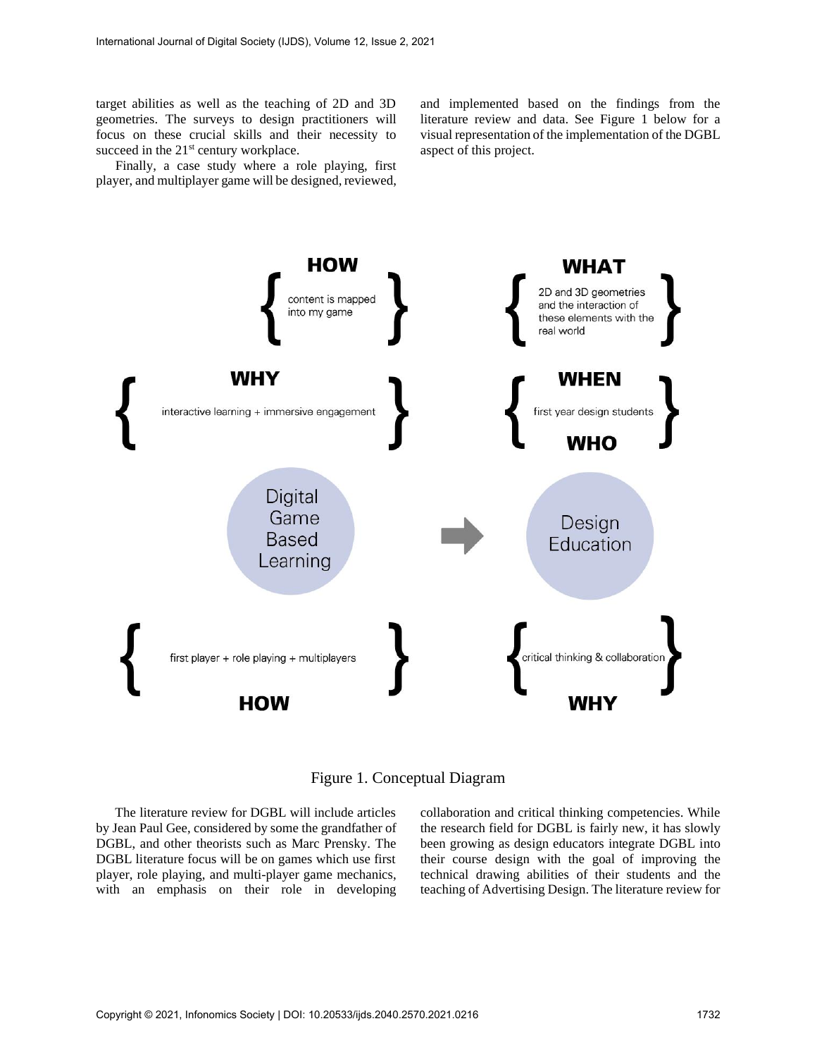target abilities as well as the teaching of 2D and 3D geometries. The surveys to design practitioners will focus on these crucial skills and their necessity to succeed in the 21st century workplace.

Finally, a case study where a role playing, first player, and multiplayer game will be designed, reviewed, and implemented based on the findings from the literature review and data. See Figure 1 below for a visual representation of the implementation of the DGBL aspect of this project.

**HOW** { content is mapped into my game }

**WHAT** { 2D and 3D geometries and the interaction of these elements with the real world }

**WHY** { interactive learning + immersive engagement }

**WHEN** { first year design students } **WHO**

Digital Game Based Learning → Design Education

{ first player + role playing + multiplayers } **HOW**

{ critical thinking & collaboration } **WHY**

Figure 1. Conceptual Diagram

The literature review for DGBL will include articles by Jean Paul Gee, considered by some the grandfather of DGBL, and other theorists such as Marc Prensky. The DGBL literature focus will be on games which use first player, role playing, and multi-player game mechanics, with an emphasis on their role in developing collaboration and critical thinking competencies. While the research field for DGBL is fairly new, it has slowly been growing as design educators integrate DGBL into their course design with the goal of improving the technical drawing abilities of their students and the teaching of Advertising Design. The literature review for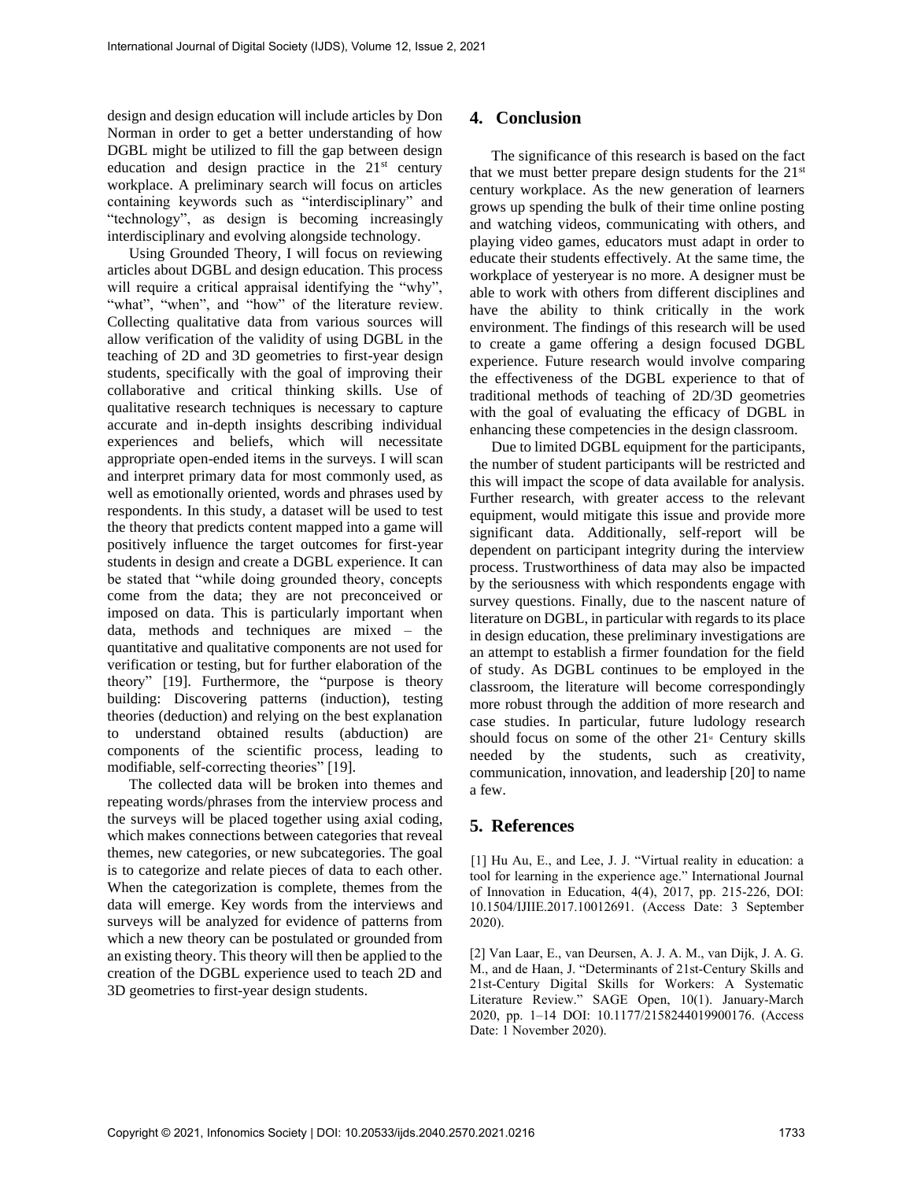design and design education will include articles by Don Norman in order to get a better understanding of how DGBL might be utilized to fill the gap between design education and design practice in the 21st century workplace. A preliminary search will focus on articles containing keywords such as "interdisciplinary" and "technology", as design is becoming increasingly interdisciplinary and evolving alongside technology.

Using Grounded Theory, I will focus on reviewing articles about DGBL and design education. This process will require a critical appraisal identifying the "why", "what", "when", and "how" of the literature review. Collecting qualitative data from various sources will allow verification of the validity of using DGBL in the teaching of 2D and 3D geometries to first-year design students, specifically with the goal of improving their collaborative and critical thinking skills. Use of qualitative research techniques is necessary to capture accurate and in-depth insights describing individual experiences and beliefs, which will necessitate appropriate open-ended items in the surveys. I will scan and interpret primary data for most commonly used, as well as emotionally oriented, words and phrases used by respondents. In this study, a dataset will be used to test the theory that predicts content mapped into a game will positively influence the target outcomes for first-year students in design and create a DGBL experience. It can be stated that "while doing grounded theory, concepts come from the data; they are not preconceived or imposed on data. This is particularly important when data, methods and techniques are mixed – the quantitative and qualitative components are not used for verification or testing, but for further elaboration of the theory" [19]. Furthermore, the "purpose is theory building: Discovering patterns (induction), testing theories (deduction) and relying on the best explanation to understand obtained results (abduction) are components of the scientific process, leading to modifiable, self-correcting theories" [19].

The collected data will be broken into themes and repeating words/phrases from the interview process and the surveys will be placed together using axial coding, which makes connections between categories that reveal themes, new categories, or new subcategories. The goal is to categorize and relate pieces of data to each other. When the categorization is complete, themes from the data will emerge. Key words from the interviews and surveys will be analyzed for evidence of patterns from which a new theory can be postulated or grounded from an existing theory. This theory will then be applied to the creation of the DGBL experience used to teach 2D and 3D geometries to first-year design students.

## 4. Conclusion

The significance of this research is based on the fact that we must better prepare design students for the 21st century workplace. As the new generation of learners grows up spending the bulk of their time online posting and watching videos, communicating with others, and playing video games, educators must adapt in order to educate their students effectively. At the same time, the workplace of yesteryear is no more. A designer must be able to work with others from different disciplines and have the ability to think critically in the work environment. The findings of this research will be used to create a game offering a design focused DGBL experience. Future research would involve comparing the effectiveness of the DGBL experience to that of traditional methods of teaching of 2D/3D geometries with the goal of evaluating the efficacy of DGBL in enhancing these competencies in the design classroom.

Due to limited DGBL equipment for the participants, the number of student participants will be restricted and this will impact the scope of data available for analysis. Further research, with greater access to the relevant equipment, would mitigate this issue and provide more significant data. Additionally, self-report will be dependent on participant integrity during the interview process. Trustworthiness of data may also be impacted by the seriousness with which respondents engage with survey questions. Finally, due to the nascent nature of literature on DGBL, in particular with regards to its place in design education, these preliminary investigations are an attempt to establish a firmer foundation for the field of study. As DGBL continues to be employed in the classroom, the literature will become correspondingly more robust through the addition of more research and case studies. In particular, future ludology research should focus on some of the other 21st Century skills needed by the students, such as creativity, communication, innovation, and leadership [20] to name a few.

## 5. References

[1] Hu Au, E., and Lee, J. J. "Virtual reality in education: a tool for learning in the experience age." International Journal of Innovation in Education, 4(4), 2017, pp. 215-226, DOI: 10.1504/IJIIE.2017.10012691. (Access Date: 3 September 2020).

[2] Van Laar, E., van Deursen, A. J. A. M., van Dijk, J. A. G. M., and de Haan, J. "Determinants of 21st-Century Skills and 21st-Century Digital Skills for Workers: A Systematic Literature Review." SAGE Open, 10(1). January-March 2020, pp. 1–14 DOI: 10.1177/2158244019900176. (Access Date: 1 November 2020).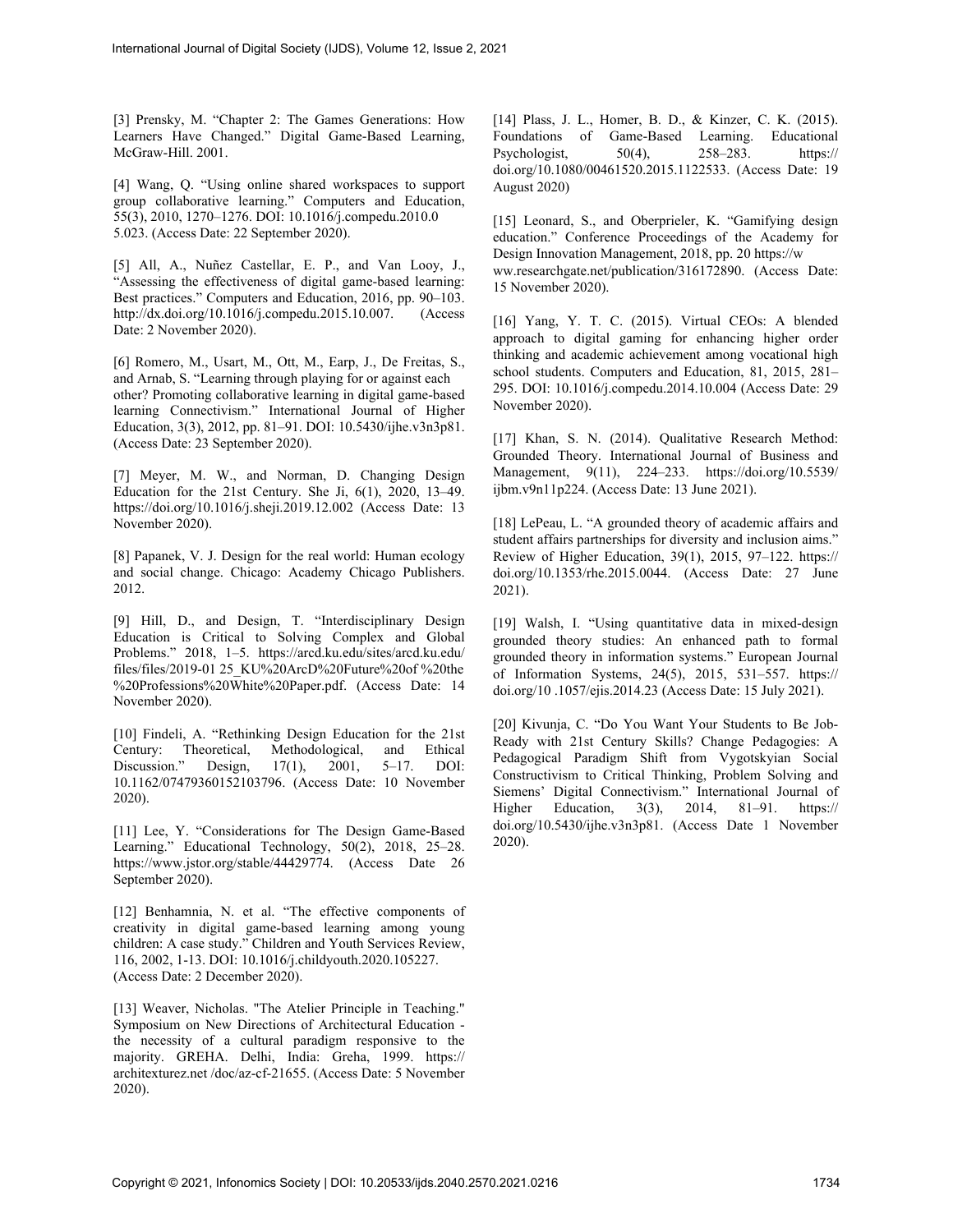[3] Prensky, M. "Chapter 2: The Games Generations: How Learners Have Changed." Digital Game-Based Learning, McGraw-Hill. 2001.

[4] Wang, Q. "Using online shared workspaces to support group collaborative learning." Computers and Education, 55(3), 2010, 1270–1276. DOI: 10.1016/j.compedu.2010.0 5.023. (Access Date: 22 September 2020).

[5] All, A., Nuñez Castellar, E. P., and Van Looy, J., "Assessing the effectiveness of digital game-based learning: Best practices." Computers and Education, 2016, pp. 90–103. http://dx.doi.org/10.1016/j.compedu.2015.10.007. (Access Date: 2 November 2020).

[6] Romero, M., Usart, M., Ott, M., Earp, J., De Freitas, S., and Arnab, S. "Learning through playing for or against each other? Promoting collaborative learning in digital game-based learning Connectivism." International Journal of Higher Education, 3(3), 2012, pp. 81–91. DOI: 10.5430/ijhe.v3n3p81. (Access Date: 23 September 2020).

[7] Meyer, M. W., and Norman, D. Changing Design Education for the 21st Century. She Ji, 6(1), 2020, 13–49. https://doi.org/10.1016/j.sheji.2019.12.002 (Access Date: 13 November 2020).

[8] Papanek, V. J. Design for the real world: Human ecology and social change. Chicago: Academy Chicago Publishers. 2012.

[9] Hill, D., and Design, T. "Interdisciplinary Design Education is Critical to Solving Complex and Global Problems." 2018, 1–5. https://arcd.ku.edu/sites/arcd.ku.edu/files/files/2019-01 25_KU%20ArcD%20Future%20of %20the %20Professions%20White%20Paper.pdf. (Access Date: 14 November 2020).

[10] Findeli, A. "Rethinking Design Education for the 21st Century: Theoretical, Methodological, and Ethical Discussion." Design, 17(1), 2001, 5–17. DOI: 10.1162/07479360152103796. (Access Date: 10 November 2020).

[11] Lee, Y. "Considerations for The Design Game-Based Learning." Educational Technology, 50(2), 2018, 25–28. https://www.jstor.org/stable/44429774. (Access Date 26 September 2020).

[12] Benhamnia, N. et al. "The effective components of creativity in digital game-based learning among young children: A case study." Children and Youth Services Review, 116, 2002, 1-13. DOI: 10.1016/j.childyouth.2020.105227. (Access Date: 2 December 2020).

[13] Weaver, Nicholas. "The Atelier Principle in Teaching." Symposium on New Directions of Architectural Education - the necessity of a cultural paradigm responsive to the majority. GREHA. Delhi, India: Greha, 1999. https:// architexturez.net /doc/az-cf-21655. (Access Date: 5 November 2020).

[14] Plass, J. L., Homer, B. D., & Kinzer, C. K. (2015). Foundations of Game-Based Learning. Educational Psychologist, 50(4), 258–283. https:// doi.org/10.1080/00461520.2015.1122533. (Access Date: 19 August 2020)

[15] Leonard, S., and Oberprieler, K. "Gamifying design education." Conference Proceedings of the Academy for Design Innovation Management, 2018, pp. 20 https://w ww.researchgate.net/publication/316172890. (Access Date: 15 November 2020).

[16] Yang, Y. T. C. (2015). Virtual CEOs: A blended approach to digital gaming for enhancing higher order thinking and academic achievement among vocational high school students. Computers and Education, 81, 2015, 281–295. DOI: 10.1016/j.compedu.2014.10.004 (Access Date: 29 November 2020).

[17] Khan, S. N. (2014). Qualitative Research Method: Grounded Theory. International Journal of Business and Management, 9(11), 224–233. https://doi.org/10.5539/ ijbm.v9n11p224. (Access Date: 13 June 2021).

[18] LePeau, L. "A grounded theory of academic affairs and student affairs partnerships for diversity and inclusion aims." Review of Higher Education, 39(1), 2015, 97–122. https:// doi.org/10.1353/rhe.2015.0044. (Access Date: 27 June 2021).

[19] Walsh, I. "Using quantitative data in mixed-design grounded theory studies: An enhanced path to formal grounded theory in information systems." European Journal of Information Systems, 24(5), 2015, 531–557. https:// doi.org/10 .1057/ejis.2014.23 (Access Date: 15 July 2021).

[20] Kivunja, C. "Do You Want Your Students to Be Job-Ready with 21st Century Skills? Change Pedagogies: A Pedagogical Paradigm Shift from Vygotskyian Social Constructivism to Critical Thinking, Problem Solving and Siemens' Digital Connectivism." International Journal of Higher Education, 3(3), 2014, 81–91. https:// doi.org/10.5430/ijhe.v3n3p81. (Access Date 1 November 2020).